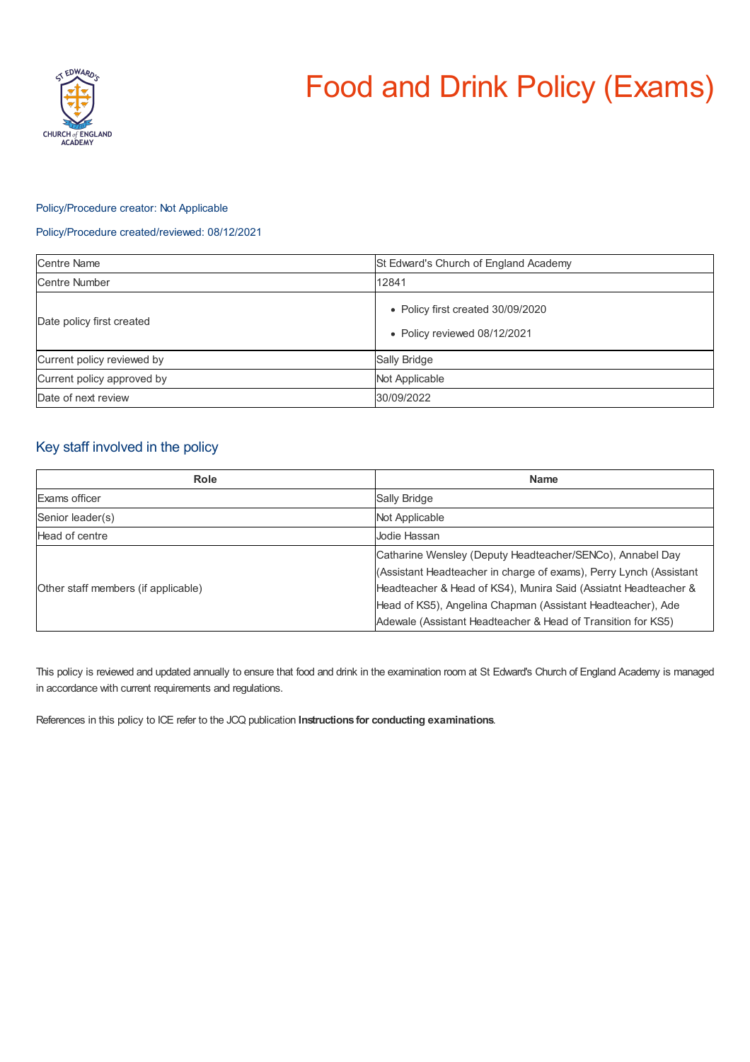# Food and Drink Policy (Exams)

Policy/Procedure creator: Not Applicable

Policy/Procedure created/reviewed: 08/12/2021

| Centre Name | St Edward's Church of England Academy |
|---|---|
| Centre Number | 12841 |
| Date policy first created | • Policy first created 30/09/2020<br>• Policy reviewed 08/12/2021 |
| Current policy reviewed by | Sally Bridge |
| Current policy approved by | Not Applicable |
| Date of next review | 30/09/2022 |

## Key staff involved in the policy

| Role | Name |
|---|---|
| Exams officer | Sally Bridge |
| Senior leader(s) | Not Applicable |
| Head of centre | Jodie Hassan |
| Other staff members (if applicable) | Catharine Wensley (Deputy Headteacher/SENCo), Annabel Day (Assistant Headteacher in charge of exams), Perry Lynch (Assistant Headteacher & Head of KS4), Munira Said (Assiatnt Headteacher & Head of KS5), Angelina Chapman (Assistant Headteacher), Ade Adewale (Assistant Headteacher & Head of Transition for KS5) |

This policy is reviewed and updated annually to ensure that food and drink in the examination room at St Edward's Church of England Academy is managed in accordance with current requirements and regulations.

References in this policy to ICE refer to the JCQ publication **Instructions for conducting examinations**.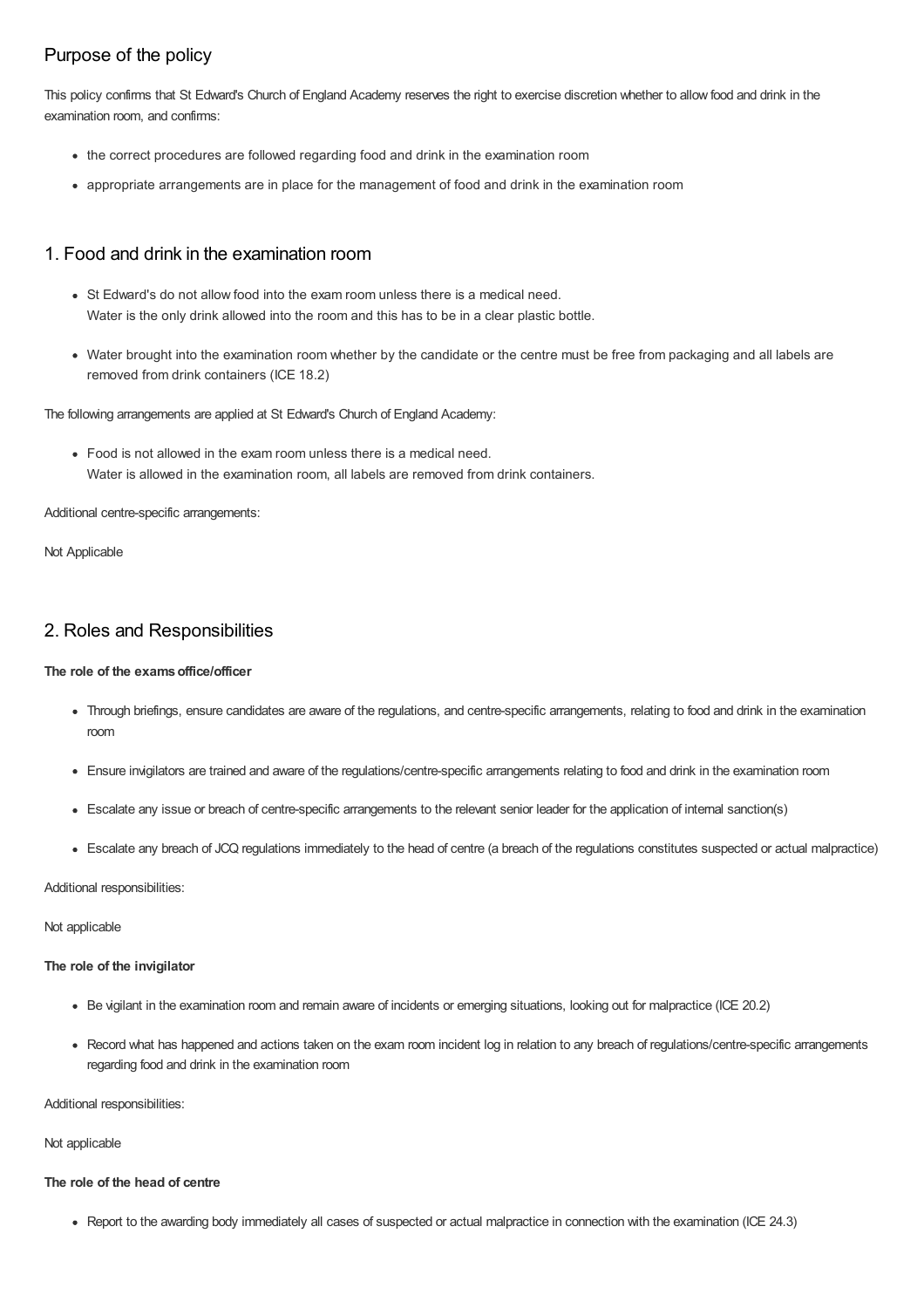## Purpose of the policy

This policy confirms that St Edward's Church of England Academy reserves the right to exercise discretion whether to allow food and drink in the examination room, and confirms:

- the correct procedures are followed regarding food and drink in the examination room
- appropriate arrangements are in place for the management of food and drink in the examination room

## 1. Food and drink in the examination room

- St Edward's do not allow food into the exam room unless there is a medical need.
  Water is the only drink allowed into the room and this has to be in a clear plastic bottle.
- Water brought into the examination room whether by the candidate or the centre must be free from packaging and all labels are removed from drink containers (ICE 18.2)

The following arrangements are applied at St Edward's Church of England Academy:

- Food is not allowed in the exam room unless there is a medical need.
  Water is allowed in the examination room, all labels are removed from drink containers.

Additional centre-specific arrangements:

Not Applicable

## 2. Roles and Responsibilities

**The role of the exams office/officer**

- Through briefings, ensure candidates are aware of the regulations, and centre-specific arrangements, relating to food and drink in the examination room
- Ensure invigilators are trained and aware of the regulations/centre-specific arrangements relating to food and drink in the examination room
- Escalate any issue or breach of centre-specific arrangements to the relevant senior leader for the application of internal sanction(s)
- Escalate any breach of JCQ regulations immediately to the head of centre (a breach of the regulations constitutes suspected or actual malpractice)

Additional responsibilities:

Not applicable

**The role of the invigilator**

- Be vigilant in the examination room and remain aware of incidents or emerging situations, looking out for malpractice (ICE 20.2)
- Record what has happened and actions taken on the exam room incident log in relation to any breach of regulations/centre-specific arrangements regarding food and drink in the examination room

Additional responsibilities:

Not applicable

**The role of the head of centre**

- Report to the awarding body immediately all cases of suspected or actual malpractice in connection with the examination (ICE 24.3)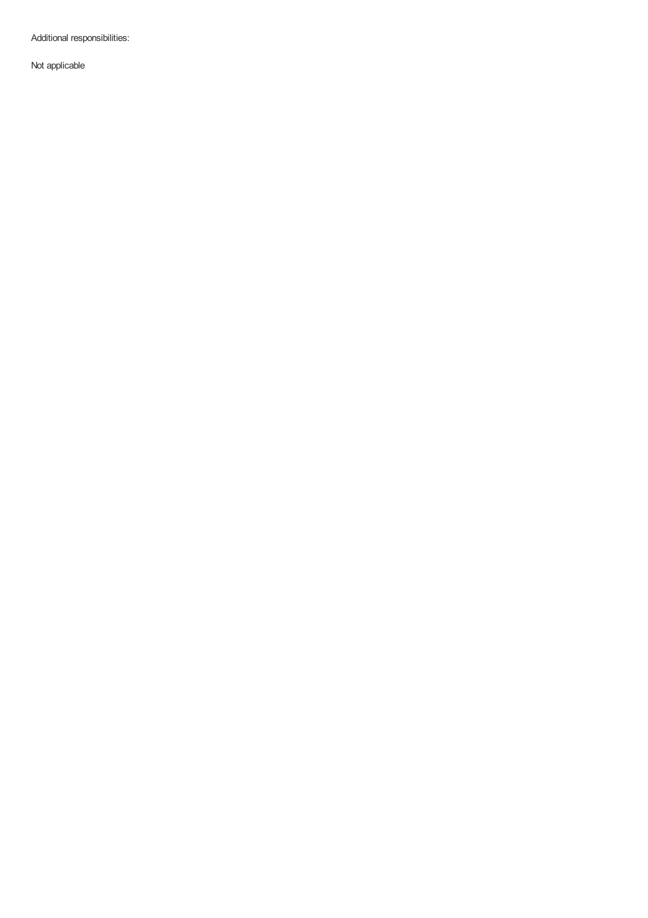Additional responsibilities:

Not applicable